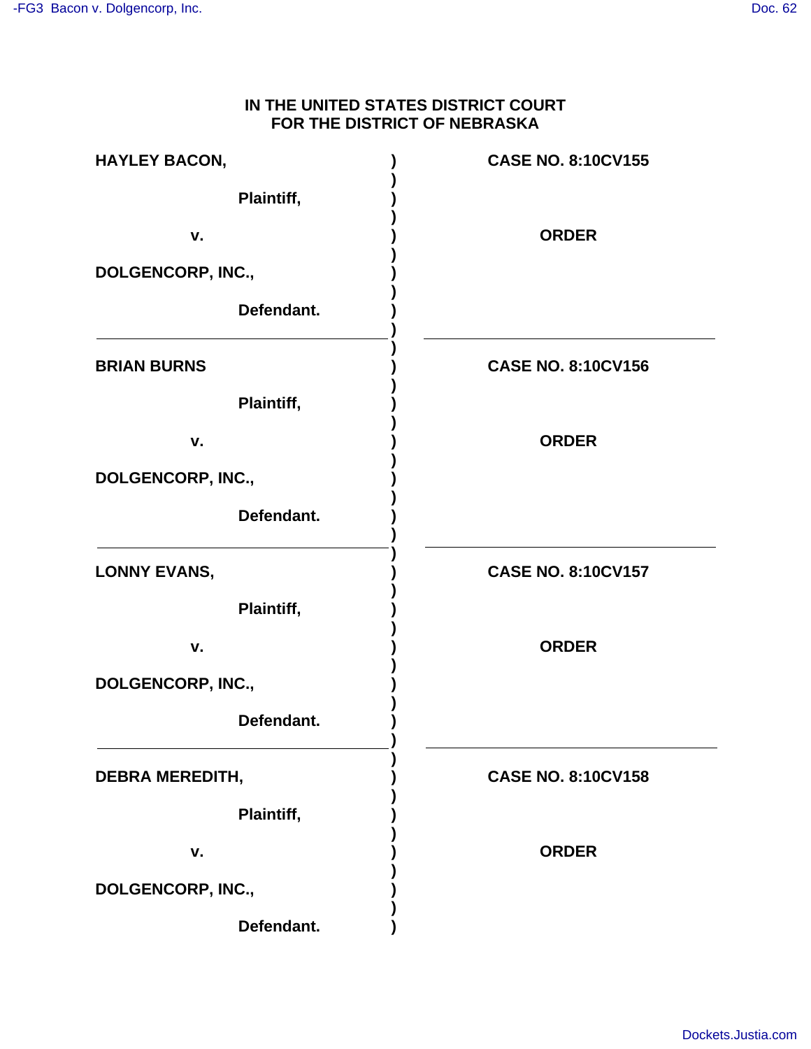**IN THE UNITED STATES DISTRICT COURT**
**FOR THE DISTRICT OF NEBRASKA**

| | | |
|---|---|---|
| **HAYLEY BACON,**<br><br>**Plaintiff,**<br><br>**v.**<br><br>**DOLGENCORP, INC.,**<br><br>**Defendant.** | ) | **CASE NO. 8:10CV155**<br><br>**ORDER** |
| **BRIAN BURNS**<br><br>**Plaintiff,**<br><br>**v.**<br><br>**DOLGENCORP, INC.,**<br><br>**Defendant.** | ) | **CASE NO. 8:10CV156**<br><br>**ORDER** |
| **LONNY EVANS,**<br><br>**Plaintiff,**<br><br>**v.**<br><br>**DOLGENCORP, INC.,**<br><br>**Defendant.** | ) | **CASE NO. 8:10CV157**<br><br>**ORDER** |
| **DEBRA MEREDITH,**<br><br>**Plaintiff,**<br><br>**v.**<br><br>**DOLGENCORP, INC.,**<br><br>**Defendant.** | ) | **CASE NO. 8:10CV158**<br><br>**ORDER** |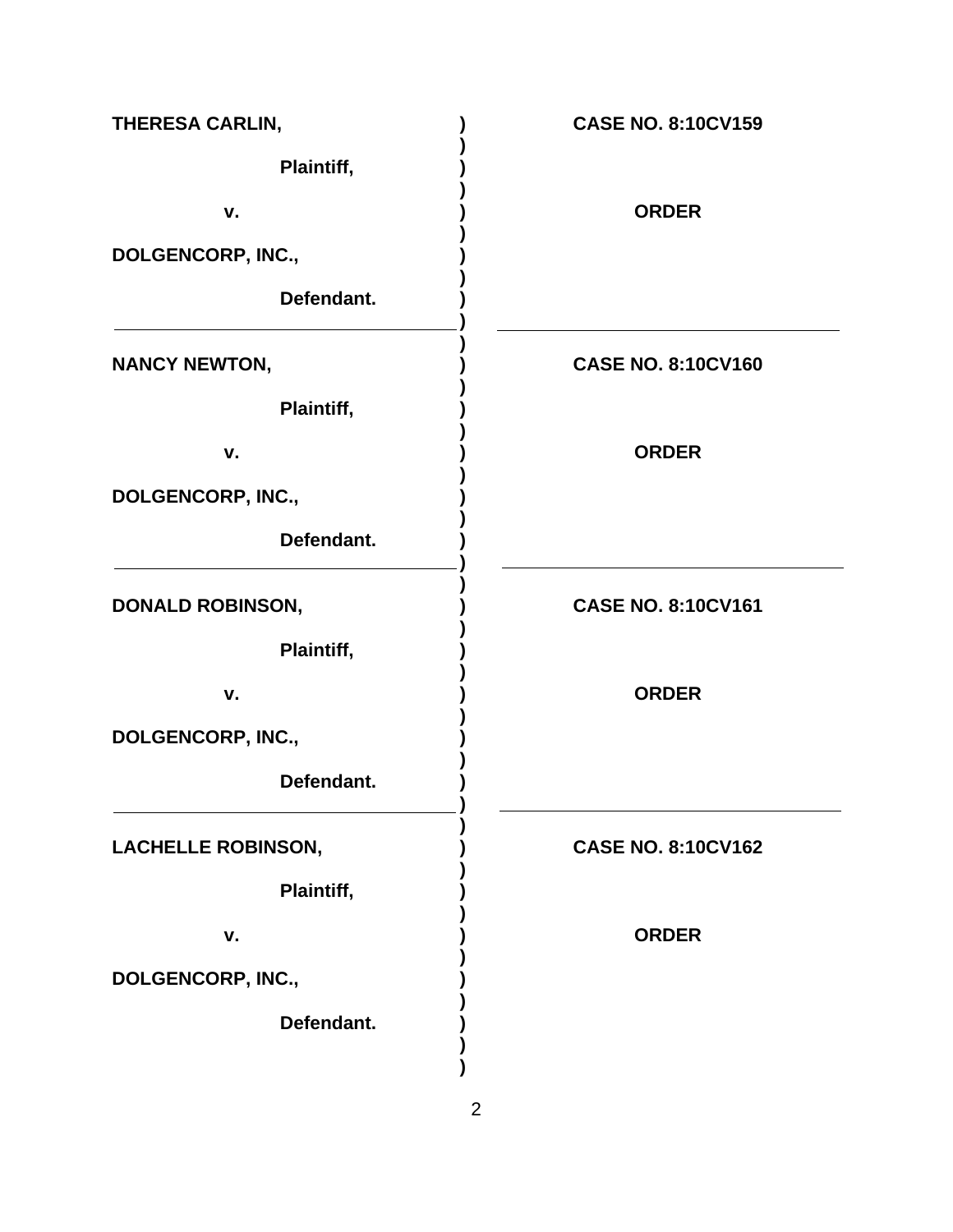| | |
|---|---|
| **THERESA CARLIN,**<br><br>**Plaintiff,**<br><br>**v.**<br><br>**DOLGENCORP, INC.,**<br><br>**Defendant.** | **CASE NO. 8:10CV159**<br><br><br><br>**ORDER** |
| **NANCY NEWTON,**<br><br>**Plaintiff,**<br><br>**v.**<br><br>**DOLGENCORP, INC.,**<br><br>**Defendant.** | **CASE NO. 8:10CV160**<br><br><br><br>**ORDER** |
| **DONALD ROBINSON,**<br><br>**Plaintiff,**<br><br>**v.**<br><br>**DOLGENCORP, INC.,**<br><br>**Defendant.** | **CASE NO. 8:10CV161**<br><br><br><br>**ORDER** |
| **LACHELLE ROBINSON,**<br><br>**Plaintiff,**<br><br>**v.**<br><br>**DOLGENCORP, INC.,**<br><br>**Defendant.** | **CASE NO. 8:10CV162**<br><br><br><br>**ORDER** |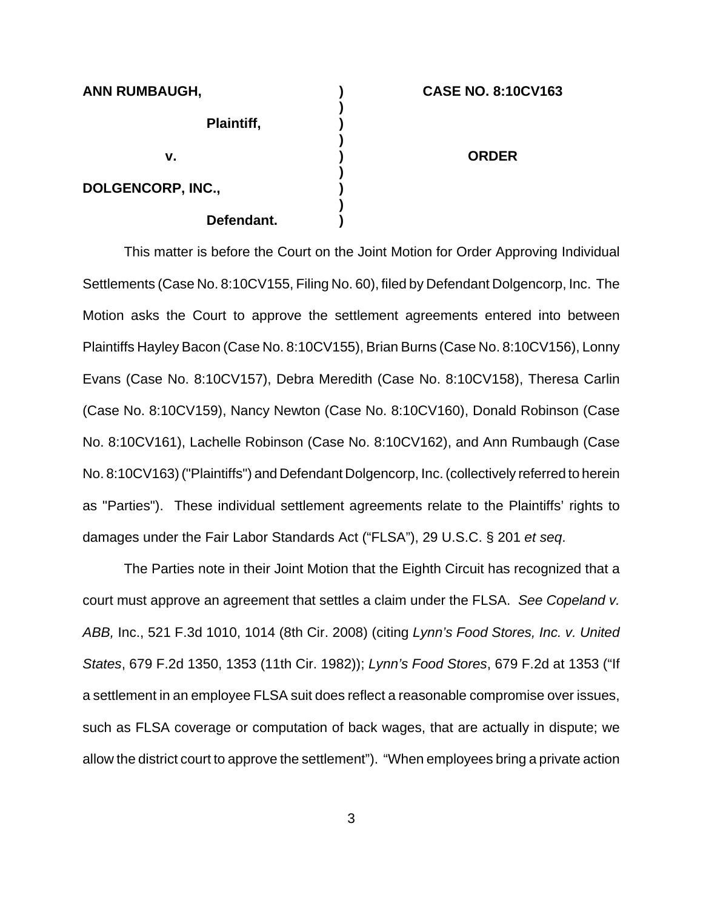| ANN RUMBAUGH, | ) | CASE NO. 8:10CV163 |
| --- | --- | --- |
| Plaintiff, | ) | |
| v. | ) | ORDER |
| DOLGENCORP, INC., | ) | |
| Defendant. | ) | |

This matter is before the Court on the Joint Motion for Order Approving Individual Settlements (Case No. 8:10CV155, Filing No. 60), filed by Defendant Dolgencorp, Inc. The Motion asks the Court to approve the settlement agreements entered into between Plaintiffs Hayley Bacon (Case No. 8:10CV155), Brian Burns (Case No. 8:10CV156), Lonny Evans (Case No. 8:10CV157), Debra Meredith (Case No. 8:10CV158), Theresa Carlin (Case No. 8:10CV159), Nancy Newton (Case No. 8:10CV160), Donald Robinson (Case No. 8:10CV161), Lachelle Robinson (Case No. 8:10CV162), and Ann Rumbaugh (Case No. 8:10CV163) ("Plaintiffs") and Defendant Dolgencorp, Inc. (collectively referred to herein as "Parties"). These individual settlement agreements relate to the Plaintiffs' rights to damages under the Fair Labor Standards Act ("FLSA"), 29 U.S.C. § 201 *et seq*.

The Parties note in their Joint Motion that the Eighth Circuit has recognized that a court must approve an agreement that settles a claim under the FLSA. *See Copeland v. ABB,* Inc., 521 F.3d 1010, 1014 (8th Cir. 2008) (citing *Lynn's Food Stores, Inc. v. United States*, 679 F.2d 1350, 1353 (11th Cir. 1982)); *Lynn's Food Stores*, 679 F.2d at 1353 ("If a settlement in an employee FLSA suit does reflect a reasonable compromise over issues, such as FLSA coverage or computation of back wages, that are actually in dispute; we allow the district court to approve the settlement"). "When employees bring a private action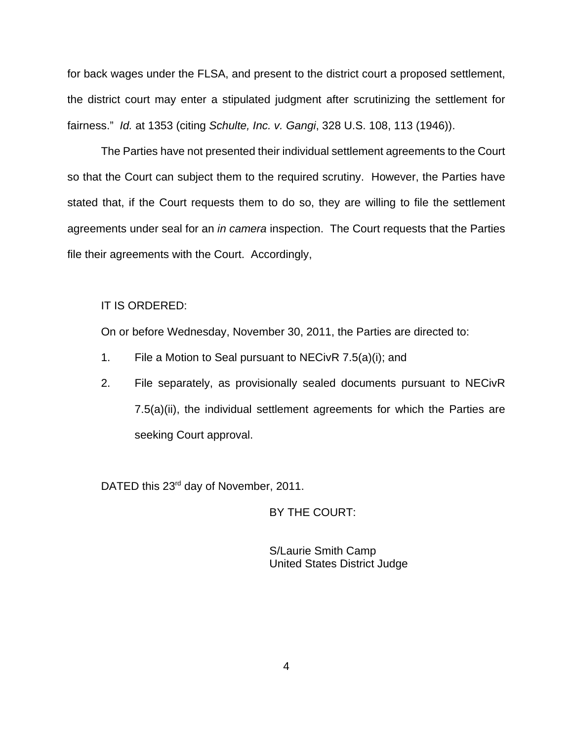for back wages under the FLSA, and present to the district court a proposed settlement, the district court may enter a stipulated judgment after scrutinizing the settlement for fairness." *Id.* at 1353 (citing *Schulte, Inc. v. Gangi*, 328 U.S. 108, 113 (1946)).

The Parties have not presented their individual settlement agreements to the Court so that the Court can subject them to the required scrutiny. However, the Parties have stated that, if the Court requests them to do so, they are willing to file the settlement agreements under seal for an *in camera* inspection. The Court requests that the Parties file their agreements with the Court. Accordingly,

IT IS ORDERED:

On or before Wednesday, November 30, 2011, the Parties are directed to:

1. File a Motion to Seal pursuant to NECivR 7.5(a)(i); and
2. File separately, as provisionally sealed documents pursuant to NECivR 7.5(a)(ii), the individual settlement agreements for which the Parties are seeking Court approval.

DATED this 23rd day of November, 2011.

BY THE COURT:

S/Laurie Smith Camp
United States District Judge